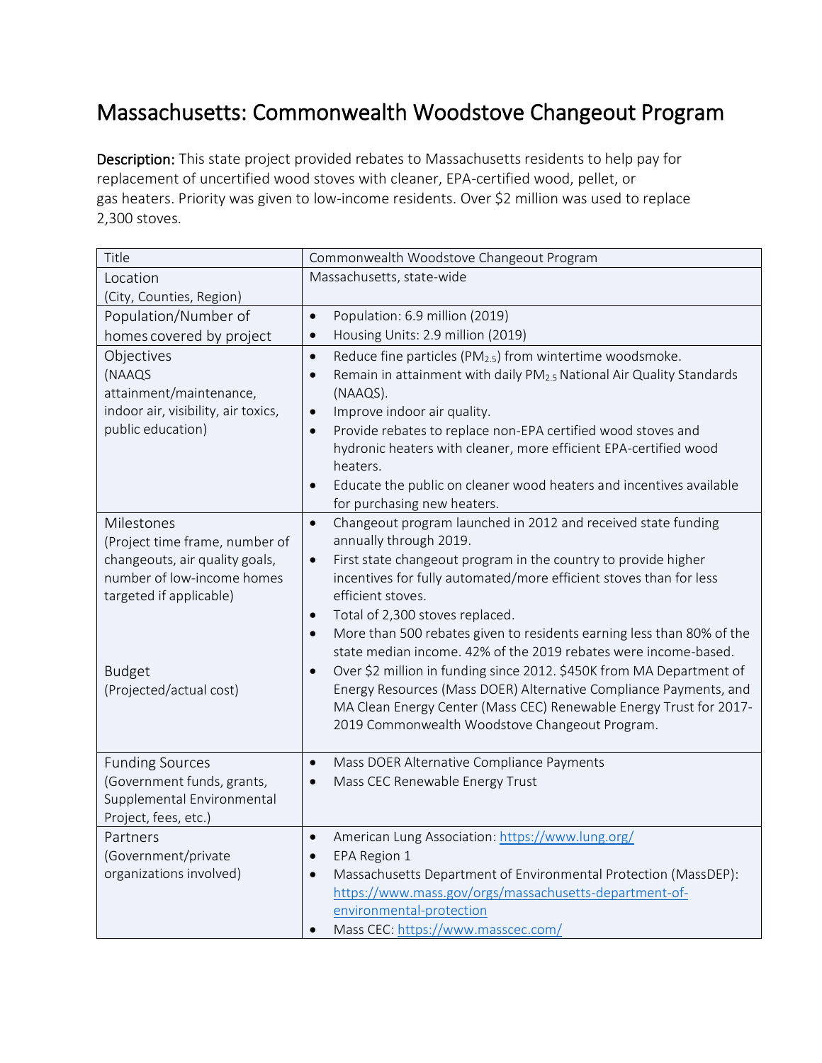# Massachusetts: Commonwealth Woodstove Changeout Program

**Description:** This state project provided rebates to Massachusetts residents to help pay for replacement of uncertified wood stoves with cleaner, EPA-certified wood, pellet, or gas heaters. Priority was given to low-income residents. Over $2 million was used to replace 2,300 stoves.

| Title | Commonwealth Woodstove Changeout Program |
|---|---|
| Location (City, Counties, Region) | Massachusetts, state-wide |
| Population/Number of homes covered by project | • Population: 6.9 million (2019)<br>• Housing Units: 2.9 million (2019) |
| Objectives (NAAQS attainment/maintenance, indoor air, visibility, air toxics, public education) | • Reduce fine particles ($PM_{2.5}$) from wintertime woodsmoke.<br>• Remain in attainment with daily $PM_{2.5}$ National Air Quality Standards (NAAQS).<br>• Improve indoor air quality.<br>• Provide rebates to replace non-EPA certified wood stoves and hydronic heaters with cleaner, more efficient EPA-certified wood heaters.<br>• Educate the public on cleaner wood heaters and incentives available for purchasing new heaters. |
| Milestones (Project time frame, number of changeouts, air quality goals, number of low-income homes targeted if applicable)<br><br>Budget (Projected/actual cost) | • Changeout program launched in 2012 and received state funding annually through 2019.<br>• First state changeout program in the country to provide higher incentives for fully automated/more efficient stoves than for less efficient stoves.<br>• Total of 2,300 stoves replaced.<br>• More than 500 rebates given to residents earning less than 80% of the state median income. 42% of the 2019 rebates were income-based.<br>• Over $2 million in funding since 2012. $450K from MA Department of Energy Resources (Mass DOER) Alternative Compliance Payments, and MA Clean Energy Center (Mass CEC) Renewable Energy Trust for 2017-2019 Commonwealth Woodstove Changeout Program. |
| Funding Sources (Government funds, grants, Supplemental Environmental Project, fees, etc.) | • Mass DOER Alternative Compliance Payments<br>• Mass CEC Renewable Energy Trust |
| Partners (Government/private organizations involved) | • American Lung Association: https://www.lung.org/<br>• EPA Region 1<br>• Massachusetts Department of Environmental Protection (MassDEP): https://www.mass.gov/orgs/massachusetts-department-of-environmental-protection<br>• Mass CEC: https://www.masscec.com/ |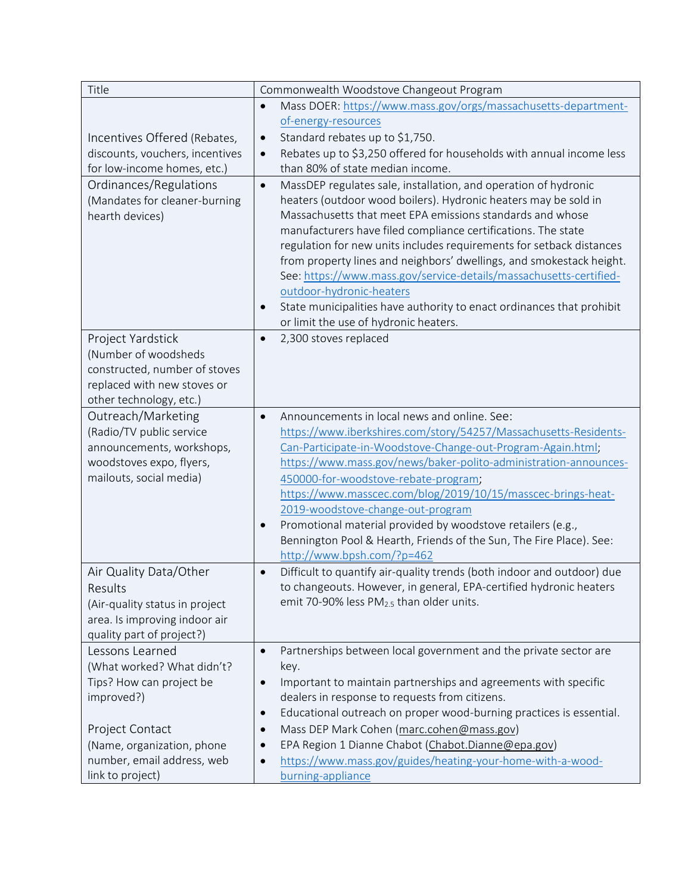| Title | Commonwealth Woodstove Changeout Program |
| --- | --- |
| Incentives Offered (Rebates, discounts, vouchers, incentives for low-income homes, etc.) | • Mass DOER: https://www.mass.gov/orgs/massachusetts-department-of-energy-resources<br>• Standard rebates up to $1,750.<br>• Rebates up to $3,250 offered for households with annual income less than 80% of state median income. |
| Ordinances/Regulations (Mandates for cleaner-burning hearth devices) | • MassDEP regulates sale, installation, and operation of hydronic heaters (outdoor wood boilers). Hydronic heaters may be sold in Massachusetts that meet EPA emissions standards and whose manufacturers have filed compliance certifications. The state regulation for new units includes requirements for setback distances from property lines and neighbors' dwellings, and smokestack height. See: https://www.mass.gov/service-details/massachusetts-certified-outdoor-hydronic-heaters<br>• State municipalities have authority to enact ordinances that prohibit or limit the use of hydronic heaters. |
| Project Yardstick (Number of woodsheds constructed, number of stoves replaced with new stoves or other technology, etc.) | • 2,300 stoves replaced |
| Outreach/Marketing (Radio/TV public service announcements, workshops, woodstoves expo, flyers, mailouts, social media) | • Announcements in local news and online. See: https://www.iberkshires.com/story/54257/Massachusetts-Residents-Can-Participate-in-Woodstove-Change-out-Program-Again.html; https://www.mass.gov/news/baker-polito-administration-announces-450000-for-woodstove-rebate-program; https://www.masscec.com/blog/2019/10/15/masscec-brings-heat-2019-woodstove-change-out-program<br>• Promotional material provided by woodstove retailers (e.g., Bennington Pool & Hearth, Friends of the Sun, The Fire Place). See: http://www.bpsh.com/?p=462 |
| Air Quality Data/Other Results (Air-quality status in project area. Is improving indoor air quality part of project?) | • Difficult to quantify air-quality trends (both indoor and outdoor) due to changeouts. However, in general, EPA-certified hydronic heaters emit 70-90% less $PM_{2.5}$ than older units. |
| Lessons Learned (What worked? What didn't? Tips? How can project be improved?) | • Partnerships between local government and the private sector are key.<br>• Important to maintain partnerships and agreements with specific dealers in response to requests from citizens.<br>• Educational outreach on proper wood-burning practices is essential. |
| Project Contact (Name, organization, phone number, email address, web link to project) | • Mass DEP Mark Cohen (marc.cohen@mass.gov)<br>• EPA Region 1 Dianne Chabot (Chabot.Dianne@epa.gov)<br>• https://www.mass.gov/guides/heating-your-home-with-a-wood-burning-appliance |